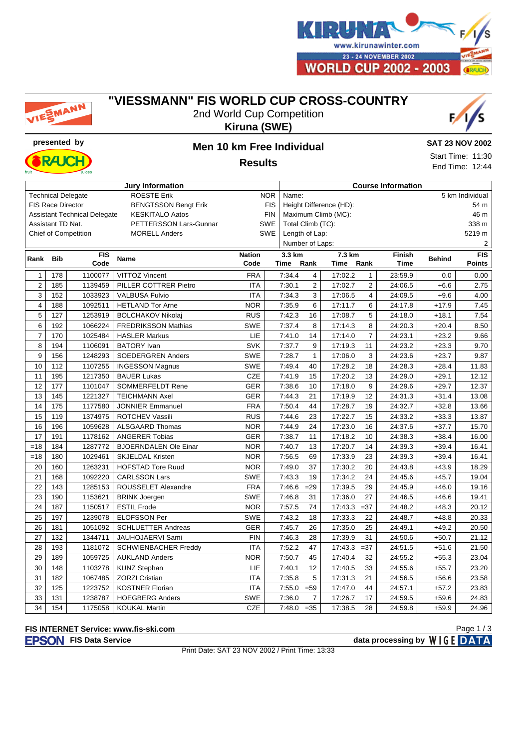# "VIESSMANN" FIS WORLD CUP CROSS-COUNTRY

2nd World Cup Competition

**Kiruna (SWE)**

KIRUNA www.kirunawinter.com 23 - 24 NOVEMBER 2002 WORLD CUP 2002 - 2003

**presented by** RAUCH

## Men 10 km Free Individual

## Results

**SAT 23 NOV 2002**

Start Time: 11:30

End Time: 12:44

| Jury Information | | |
|---|---|---|
| Technical Delegate | ROESTE Erik | NOR |
| FIS Race Director | BENGTSSON Bengt Erik | FIS |
| Assistant Technical Delegate | KESKITALO Aatos | FIN |
| Assistant TD Nat. | PETTERSSON Lars-Gunnar | SWE |
| Chief of Competition | MORELL Anders | SWE |

| Course Information | |
|---|---|
| Name: | 5 km Individual |
| Height Difference (HD): | 54 m |
| Maximum Climb (MC): | 46 m |
| Total Climb (TC): | 338 m |
| Length of Lap: | 5219 m |
| Number of Laps: | 2 |

| Rank | Bib | FIS Code | Name | Nation Code | 3.3 km Time | 3.3 km Rank | 7.3 km Time | 7.3 km Rank | Finish Time | Behind | FIS Points |
|---|---|---|---|---|---|---|---|---|---|---|---|
| 1 | 178 | 1100077 | VITTOZ Vincent | FRA | 7:34.4 | 4 | 17:02.2 | 1 | 23:59.9 | 0.0 | 0.00 |
| 2 | 185 | 1139459 | PILLER COTTRER Pietro | ITA | 7:30.1 | 2 | 17:02.7 | 2 | 24:06.5 | +6.6 | 2.75 |
| 3 | 152 | 1033923 | VALBUSA Fulvio | ITA | 7:34.3 | 3 | 17:06.5 | 4 | 24:09.5 | +9.6 | 4.00 |
| 4 | 188 | 1092511 | HETLAND Tor Arne | NOR | 7:35.9 | 6 | 17:11.7 | 6 | 24:17.8 | +17.9 | 7.45 |
| 5 | 127 | 1253919 | BOLCHAKOV Nikolaj | RUS | 7:42.3 | 16 | 17:08.7 | 5 | 24:18.0 | +18.1 | 7.54 |
| 6 | 192 | 1066224 | FREDRIKSSON Mathias | SWE | 7:37.4 | 8 | 17:14.3 | 8 | 24:20.3 | +20.4 | 8.50 |
| 7 | 170 | 1025484 | HASLER Markus | LIE | 7:41.0 | 14 | 17:14.0 | 7 | 24:23.1 | +23.2 | 9.66 |
| 8 | 194 | 1106091 | BATORY Ivan | SVK | 7:37.7 | 9 | 17:19.3 | 11 | 24:23.2 | +23.3 | 9.70 |
| 9 | 156 | 1248293 | SOEDERGREN Anders | SWE | 7:28.7 | 1 | 17:06.0 | 3 | 24:23.6 | +23.7 | 9.87 |
| 10 | 112 | 1107255 | INGESSON Magnus | SWE | 7:49.4 | 40 | 17:28.2 | 18 | 24:28.3 | +28.4 | 11.83 |
| 11 | 195 | 1217350 | BAUER Lukas | CZE | 7:41.9 | 15 | 17:20.2 | 13 | 24:29.0 | +29.1 | 12.12 |
| 12 | 177 | 1101047 | SOMMERFELDT Rene | GER | 7:38.6 | 10 | 17:18.0 | 9 | 24:29.6 | +29.7 | 12.37 |
| 13 | 145 | 1221327 | TEICHMANN Axel | GER | 7:44.3 | 21 | 17:19.9 | 12 | 24:31.3 | +31.4 | 13.08 |
| 14 | 175 | 1177580 | JONNIER Emmanuel | FRA | 7:50.4 | 44 | 17:28.7 | 19 | 24:32.7 | +32.8 | 13.66 |
| 15 | 119 | 1374975 | ROTCHEV Vassili | RUS | 7:44.6 | 23 | 17:22.7 | 15 | 24:33.2 | +33.3 | 13.87 |
| 16 | 196 | 1059628 | ALSGAARD Thomas | NOR | 7:44.9 | 24 | 17:23.0 | 16 | 24:37.6 | +37.7 | 15.70 |
| 17 | 191 | 1178162 | ANGERER Tobias | GER | 7:38.7 | 11 | 17:18.2 | 10 | 24:38.3 | +38.4 | 16.00 |
| =18 | 184 | 1287772 | BJOERNDALEN Ole Einar | NOR | 7:40.7 | 13 | 17:20.7 | 14 | 24:39.3 | +39.4 | 16.41 |
| =18 | 180 | 1029461 | SKJELDAL Kristen | NOR | 7:56.5 | 69 | 17:33.9 | 23 | 24:39.3 | +39.4 | 16.41 |
| 20 | 160 | 1263231 | HOFSTAD Tore Ruud | NOR | 7:49.0 | 37 | 17:30.2 | 20 | 24:43.8 | +43.9 | 18.29 |
| 21 | 168 | 1092220 | CARLSSON Lars | SWE | 7:43.3 | 19 | 17:34.2 | 24 | 24:45.6 | +45.7 | 19.04 |
| 22 | 143 | 1285153 | ROUSSELET Alexandre | FRA | 7:46.6 | =29 | 17:39.5 | 29 | 24:45.9 | +46.0 | 19.16 |
| 23 | 190 | 1153621 | BRINK Joergen | SWE | 7:46.8 | 31 | 17:36.0 | 27 | 24:46.5 | +46.6 | 19.41 |
| 24 | 187 | 1150517 | ESTIL Frode | NOR | 7:57.5 | 74 | 17:43.3 | =37 | 24:48.2 | +48.3 | 20.12 |
| 25 | 197 | 1239078 | ELOFSSON Per | SWE | 7:43.2 | 18 | 17:33.3 | 22 | 24:48.7 | +48.8 | 20.33 |
| 26 | 181 | 1051092 | SCHLUETTER Andreas | GER | 7:45.7 | 26 | 17:35.0 | 25 | 24:49.1 | +49.2 | 20.50 |
| 27 | 132 | 1344711 | JAUHOJAERVI Sami | FIN | 7:46.3 | 28 | 17:39.9 | 31 | 24:50.6 | +50.7 | 21.12 |
| 28 | 193 | 1181072 | SCHWIENBACHER Freddy | ITA | 7:52.2 | 47 | 17:43.3 | =37 | 24:51.5 | +51.6 | 21.50 |
| 29 | 189 | 1059725 | AUKLAND Anders | NOR | 7:50.7 | 45 | 17:40.4 | 32 | 24:55.2 | +55.3 | 23.04 |
| 30 | 148 | 1103278 | KUNZ Stephan | LIE | 7:40.1 | 12 | 17:40.5 | 33 | 24:55.6 | +55.7 | 23.20 |
| 31 | 182 | 1067485 | ZORZI Cristian | ITA | 7:35.8 | 5 | 17:31.3 | 21 | 24:56.5 | +56.6 | 23.58 |
| 32 | 125 | 1223752 | KOSTNER Florian | ITA | 7:55.0 | =59 | 17:47.0 | 44 | 24:57.1 | +57.2 | 23.83 |
| 33 | 131 | 1238787 | HOEGBERG Anders | SWE | 7:36.0 | 7 | 17:26.7 | 17 | 24:59.5 | +59.6 | 24.83 |
| 34 | 154 | 1175058 | KOUKAL Martin | CZE | 7:48.0 | =35 | 17:38.5 | 28 | 24:59.8 | +59.9 | 24.96 |

**FIS INTERNET Service: www.fis-ski.com**

**EPSON FIS Data Service** — **data processing by WIGE DATA**

Print Date: SAT 23 NOV 2002 / Print Time: 13:33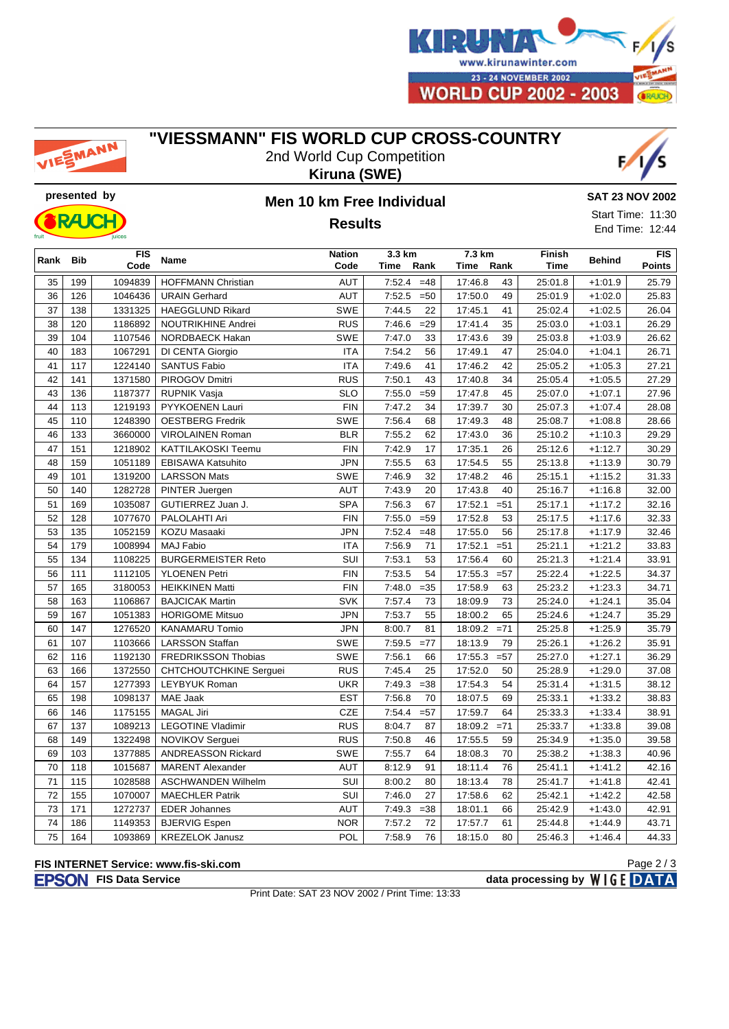# "VIESSMANN" FIS WORLD CUP CROSS-COUNTRY

2nd World Cup Competition

**Kiruna (SWE)**

presented by

## Men 10 km Free Individual

### Results

**SAT 23 NOV 2002**

Start Time: 11:30

End Time: 12:44

| Rank | Bib | FIS Code | Name | Nation Code | 3.3 km Time | 3.3 km Rank | 7.3 km Time | 7.3 km Rank | Finish Time | Behind | FIS Points |
|---|---|---|---|---|---|---|---|---|---|---|---|
| 35 | 199 | 1094839 | HOFFMANN Christian | AUT | 7:52.4 | =48 | 17:46.8 | 43 | 25:01.8 | +1:01.9 | 25.79 |
| 36 | 126 | 1046436 | URAIN Gerhard | AUT | 7:52.5 | =50 | 17:50.0 | 49 | 25:01.9 | +1:02.0 | 25.83 |
| 37 | 138 | 1331325 | HAEGGLUND Rikard | SWE | 7:44.5 | 22 | 17:45.1 | 41 | 25:02.4 | +1:02.5 | 26.04 |
| 38 | 120 | 1186892 | NOUTRIKHINE Andrei | RUS | 7:46.6 | =29 | 17:41.4 | 35 | 25:03.0 | +1:03.1 | 26.29 |
| 39 | 104 | 1107546 | NORDBAECK Hakan | SWE | 7:47.0 | 33 | 17:43.6 | 39 | 25:03.8 | +1:03.9 | 26.62 |
| 40 | 183 | 1067291 | DI CENTA Giorgio | ITA | 7:54.2 | 56 | 17:49.1 | 47 | 25:04.0 | +1:04.1 | 26.71 |
| 41 | 117 | 1224140 | SANTUS Fabio | ITA | 7:49.6 | 41 | 17:46.2 | 42 | 25:05.2 | +1:05.3 | 27.21 |
| 42 | 141 | 1371580 | PIROGOV Dmitri | RUS | 7:50.1 | 43 | 17:40.8 | 34 | 25:05.4 | +1:05.5 | 27.29 |
| 43 | 136 | 1187377 | RUPNIK Vasja | SLO | 7:55.0 | =59 | 17:47.8 | 45 | 25:07.0 | +1:07.1 | 27.96 |
| 44 | 113 | 1219193 | PYYKOENEN Lauri | FIN | 7:47.2 | 34 | 17:39.7 | 30 | 25:07.3 | +1:07.4 | 28.08 |
| 45 | 110 | 1248390 | OESTBERG Fredrik | SWE | 7:56.4 | 68 | 17:49.3 | 48 | 25:08.7 | +1:08.8 | 28.66 |
| 46 | 133 | 3660000 | VIROLAINEN Roman | BLR | 7:55.2 | 62 | 17:43.0 | 36 | 25:10.2 | +1:10.3 | 29.29 |
| 47 | 151 | 1218902 | KATTILAKOSKI Teemu | FIN | 7:42.9 | 17 | 17:35.1 | 26 | 25:12.6 | +1:12.7 | 30.29 |
| 48 | 159 | 1051189 | EBISAWA Katsuhito | JPN | 7:55.5 | 63 | 17:54.5 | 55 | 25:13.8 | +1:13.9 | 30.79 |
| 49 | 101 | 1319200 | LARSSON Mats | SWE | 7:46.9 | 32 | 17:48.2 | 46 | 25:15.1 | +1:15.2 | 31.33 |
| 50 | 140 | 1282728 | PINTER Juergen | AUT | 7:43.9 | 20 | 17:43.8 | 40 | 25:16.7 | +1:16.8 | 32.00 |
| 51 | 169 | 1035087 | GUTIERREZ Juan J. | SPA | 7:56.3 | 67 | 17:52.1 | =51 | 25:17.1 | +1:17.2 | 32.16 |
| 52 | 128 | 1077670 | PALOLAHTI Ari | FIN | 7:55.0 | =59 | 17:52.8 | 53 | 25:17.5 | +1:17.6 | 32.33 |
| 53 | 135 | 1052159 | KOZU Masaaki | JPN | 7:52.4 | =48 | 17:55.0 | 56 | 25:17.8 | +1:17.9 | 32.46 |
| 54 | 179 | 1008994 | MAJ Fabio | ITA | 7:56.9 | 71 | 17:52.1 | =51 | 25:21.1 | +1:21.2 | 33.83 |
| 55 | 134 | 1108225 | BURGERMEISTER Reto | SUI | 7:53.1 | 53 | 17:56.4 | 60 | 25:21.3 | +1:21.4 | 33.91 |
| 56 | 111 | 1112105 | YLOENEN Petri | FIN | 7:53.5 | 54 | 17:55.3 | =57 | 25:22.4 | +1:22.5 | 34.37 |
| 57 | 165 | 3180053 | HEIKKINEN Matti | FIN | 7:48.0 | =35 | 17:58.9 | 63 | 25:23.2 | +1:23.3 | 34.71 |
| 58 | 163 | 1106867 | BAJCICAK Martin | SVK | 7:57.4 | 73 | 18:09.9 | 73 | 25:24.0 | +1:24.1 | 35.04 |
| 59 | 167 | 1051383 | HORIGOME Mitsuo | JPN | 7:53.7 | 55 | 18:00.2 | 65 | 25:24.6 | +1:24.7 | 35.29 |
| 60 | 147 | 1276520 | KANAMARU Tomio | JPN | 8:00.7 | 81 | 18:09.2 | =71 | 25:25.8 | +1:25.9 | 35.79 |
| 61 | 107 | 1103666 | LARSSON Staffan | SWE | 7:59.5 | =77 | 18:13.9 | 79 | 25:26.1 | +1:26.2 | 35.91 |
| 62 | 116 | 1192130 | FREDRIKSSON Thobias | SWE | 7:56.1 | 66 | 17:55.3 | =57 | 25:27.0 | +1:27.1 | 36.29 |
| 63 | 166 | 1372550 | CHTCHOUTCHKINE Serguei | RUS | 7:45.4 | 25 | 17:52.0 | 50 | 25:28.9 | +1:29.0 | 37.08 |
| 64 | 157 | 1277393 | LEYBYUK Roman | UKR | 7:49.3 | =38 | 17:54.3 | 54 | 25:31.4 | +1:31.5 | 38.12 |
| 65 | 198 | 1098137 | MAE Jaak | EST | 7:56.8 | 70 | 18:07.5 | 69 | 25:33.1 | +1:33.2 | 38.83 |
| 66 | 146 | 1175155 | MAGAL Jiri | CZE | 7:54.4 | =57 | 17:59.7 | 64 | 25:33.3 | +1:33.4 | 38.91 |
| 67 | 137 | 1089213 | LEGOTINE Vladimir | RUS | 8:04.7 | 87 | 18:09.2 | =71 | 25:33.7 | +1:33.8 | 39.08 |
| 68 | 149 | 1322498 | NOVIKOV Serguei | RUS | 7:50.8 | 46 | 17:55.5 | 59 | 25:34.9 | +1:35.0 | 39.58 |
| 69 | 103 | 1377885 | ANDREASSON Rickard | SWE | 7:55.7 | 64 | 18:08.3 | 70 | 25:38.2 | +1:38.3 | 40.96 |
| 70 | 118 | 1015687 | MARENT Alexander | AUT | 8:12.9 | 91 | 18:11.4 | 76 | 25:41.1 | +1:41.2 | 42.16 |
| 71 | 115 | 1028588 | ASCHWANDEN Wilhelm | SUI | 8:00.2 | 80 | 18:13.4 | 78 | 25:41.7 | +1:41.8 | 42.41 |
| 72 | 155 | 1070007 | MAECHLER Patrik | SUI | 7:46.0 | 27 | 17:58.6 | 62 | 25:42.1 | +1:42.2 | 42.58 |
| 73 | 171 | 1272737 | EDER Johannes | AUT | 7:49.3 | =38 | 18:01.1 | 66 | 25:42.9 | +1:43.0 | 42.91 |
| 74 | 186 | 1149353 | BJERVIG Espen | NOR | 7:57.2 | 72 | 17:57.7 | 61 | 25:44.8 | +1:44.9 | 43.71 |
| 75 | 164 | 1093869 | KREZELOK Janusz | POL | 7:58.9 | 76 | 18:15.0 | 80 | 25:46.3 | +1:46.4 | 44.33 |

**FIS INTERNET Service: www.fis-ski.com**

**FIS Data Service**

**data processing by WIGE DATA**

Print Date: SAT 23 NOV 2002 / Print Time: 13:33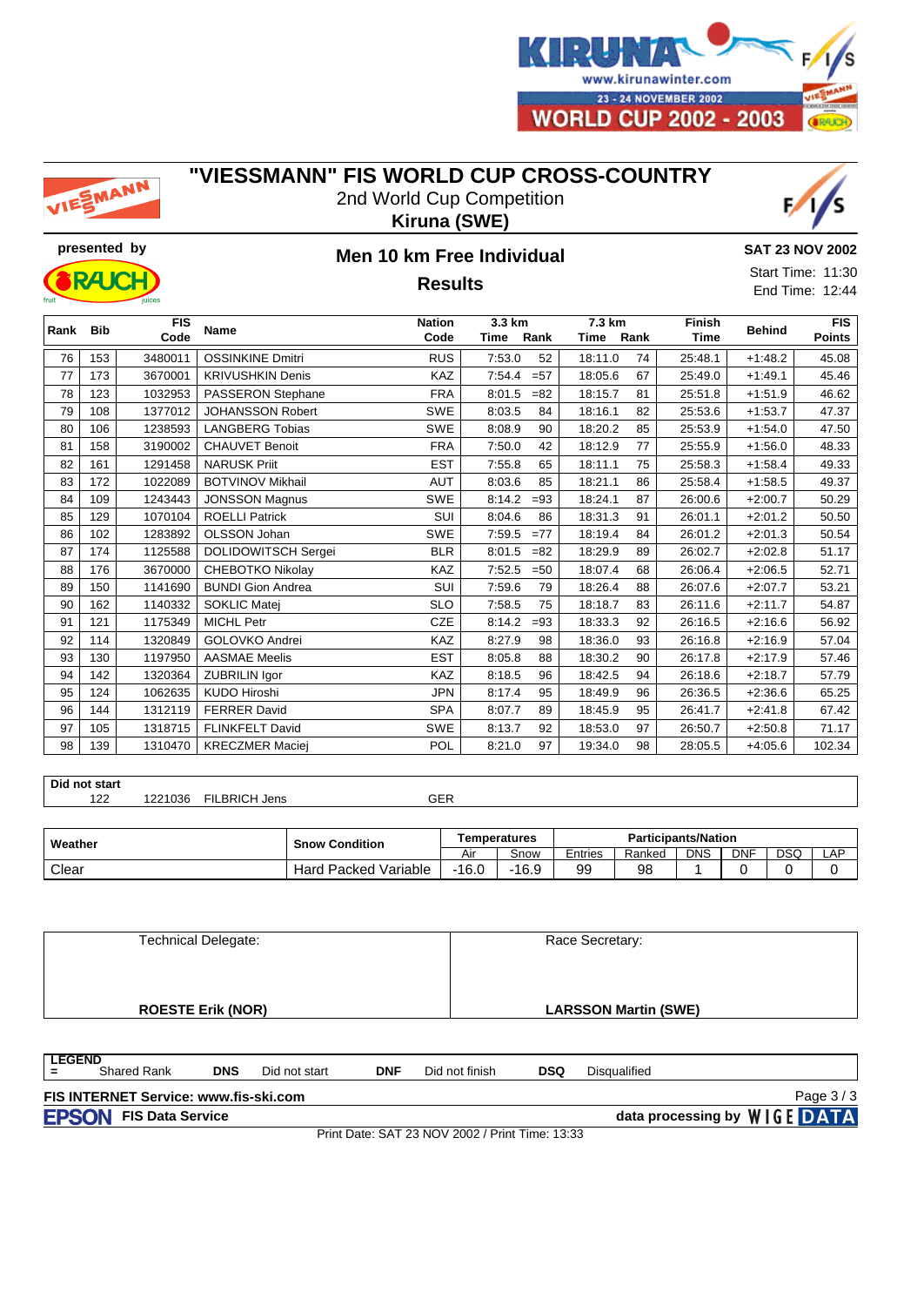# "VIESSMANN" FIS WORLD CUP CROSS-COUNTRY

2nd World Cup Competition

**Kiruna (SWE)**

presented by

## Men 10 km Free Individual

## Results

**SAT 23 NOV 2002**

Start Time: 11:30

End Time: 12:44

| Rank | Bib | FIS Code | Name | Nation Code | 3.3 km Time | 3.3 km Rank | 7.3 km Time | 7.3 km Rank | Finish Time | Behind | FIS Points |
|---|---|---|---|---|---|---|---|---|---|---|---|
| 76 | 153 | 3480011 | OSSINKINE Dmitri | RUS | 7:53.0 | 52 | 18:11.0 | 74 | 25:48.1 | +1:48.2 | 45.08 |
| 77 | 173 | 3670001 | KRIVUSHKIN Denis | KAZ | 7:54.4 | =57 | 18:05.6 | 67 | 25:49.0 | +1:49.1 | 45.46 |
| 78 | 123 | 1032953 | PASSERON Stephane | FRA | 8:01.5 | =82 | 18:15.7 | 81 | 25:51.8 | +1:51.9 | 46.62 |
| 79 | 108 | 1377012 | JOHANSSON Robert | SWE | 8:03.5 | 84 | 18:16.1 | 82 | 25:53.6 | +1:53.7 | 47.37 |
| 80 | 106 | 1238593 | LANGBERG Tobias | SWE | 8:08.9 | 90 | 18:20.2 | 85 | 25:53.9 | +1:54.0 | 47.50 |
| 81 | 158 | 3190002 | CHAUVET Benoit | FRA | 7:50.0 | 42 | 18:12.9 | 77 | 25:55.9 | +1:56.0 | 48.33 |
| 82 | 161 | 1291458 | NARUSK Priit | EST | 7:55.8 | 65 | 18:11.1 | 75 | 25:58.3 | +1:58.4 | 49.33 |
| 83 | 172 | 1022089 | BOTVINOV Mikhail | AUT | 8:03.6 | 85 | 18:21.1 | 86 | 25:58.4 | +1:58.5 | 49.37 |
| 84 | 109 | 1243443 | JONSSON Magnus | SWE | 8:14.2 | =93 | 18:24.1 | 87 | 26:00.6 | +2:00.7 | 50.29 |
| 85 | 129 | 1070104 | ROELLI Patrick | SUI | 8:04.6 | 86 | 18:31.3 | 91 | 26:01.1 | +2:01.2 | 50.50 |
| 86 | 102 | 1283892 | OLSSON Johan | SWE | 7:59.5 | =77 | 18:19.4 | 84 | 26:01.2 | +2:01.3 | 50.54 |
| 87 | 174 | 1125588 | DOLIDOWITSCH Sergei | BLR | 8:01.5 | =82 | 18:29.9 | 89 | 26:02.7 | +2:02.8 | 51.17 |
| 88 | 176 | 3670000 | CHEBOTKO Nikolay | KAZ | 7:52.5 | =50 | 18:07.4 | 68 | 26:06.4 | +2:06.5 | 52.71 |
| 89 | 150 | 1141690 | BUNDI Gion Andrea | SUI | 7:59.6 | 79 | 18:26.4 | 88 | 26:07.6 | +2:07.7 | 53.21 |
| 90 | 162 | 1140332 | SOKLIC Matej | SLO | 7:58.5 | 75 | 18:18.7 | 83 | 26:11.6 | +2:11.7 | 54.87 |
| 91 | 121 | 1175349 | MICHL Petr | CZE | 8:14.2 | =93 | 18:33.3 | 92 | 26:16.5 | +2:16.6 | 56.92 |
| 92 | 114 | 1320849 | GOLOVKO Andrei | KAZ | 8:27.9 | 98 | 18:36.0 | 93 | 26:16.8 | +2:16.9 | 57.04 |
| 93 | 130 | 1197950 | AASMAE Meelis | EST | 8:05.8 | 88 | 18:30.2 | 90 | 26:17.8 | +2:17.9 | 57.46 |
| 94 | 142 | 1320364 | ZUBRILIN Igor | KAZ | 8:18.5 | 96 | 18:42.5 | 94 | 26:18.6 | +2:18.7 | 57.79 |
| 95 | 124 | 1062635 | KUDO Hiroshi | JPN | 8:17.4 | 95 | 18:49.9 | 96 | 26:36.5 | +2:36.6 | 65.25 |
| 96 | 144 | 1312119 | FERRER David | SPA | 8:07.7 | 89 | 18:45.9 | 95 | 26:41.7 | +2:41.8 | 67.42 |
| 97 | 105 | 1318715 | FLINKFELT David | SWE | 8:13.7 | 92 | 18:53.0 | 97 | 26:50.7 | +2:50.8 | 71.17 |
| 98 | 139 | 1310470 | KRECZMER Maciej | POL | 8:21.0 | 97 | 19:34.0 | 98 | 28:05.5 | +4:05.6 | 102.34 |

**Did not start**

| Bib | FIS Code | Name | Nation Code |
|---|---|---|---|
| 122 | 1221036 | FILBRICH Jens | GER |

| Weather | Snow Condition | Temperatures | | Participants/Nation | | | | | |
|---|---|---|---|---|---|---|---|---|---|
| | | Air | Snow | Entries | Ranked | DNS | DNF | DSQ | LAP |
| Clear | Hard Packed Variable | -16.0 | -16.9 | 99 | 98 | 1 | 0 | 0 | 0 |

| Technical Delegate: | Race Secretary: |
|---|---|
| **ROESTE Erik (NOR)** | **LARSSON Martin (SWE)** |

**LEGEND**
= Shared Rank | **DNS** Did not start | **DNF** Did not finish | **DSQ** Disqualified

**FIS INTERNET Service: www.fis-ski.com**

**EPSON FIS Data Service** — data processing by WIGE DATA

Print Date: SAT 23 NOV 2002 / Print Time: 13:33